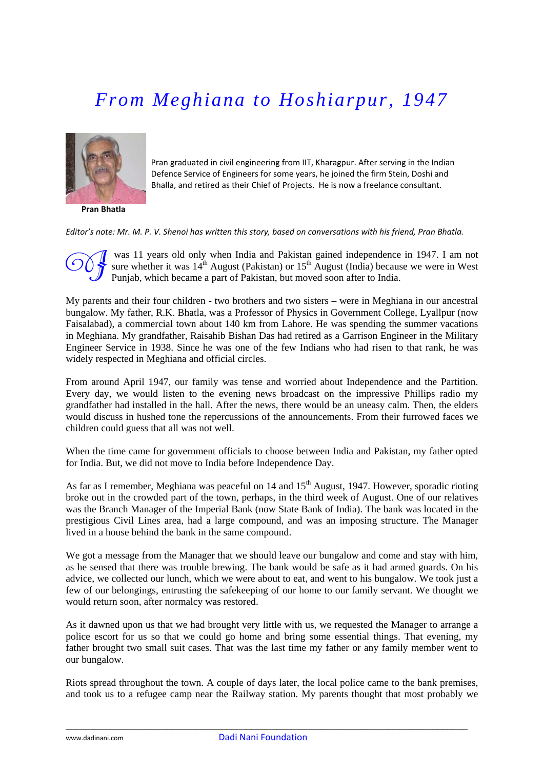# From Meghiana to Hoshiarpur, 1947

**Pran Bhatla**

Pran graduated in civil engineering from IIT, Kharagpur. After serving in the Indian Defence Service of Engineers for some years, he joined the firm Stein, Doshi and Bhalla, and retired as their Chief of Projects. He is now a freelance consultant.

*Editor's note: Mr. M. P. V. Shenoi has written this story, based on conversations with his friend, Pran Bhatla.*

I was 11 years old only when India and Pakistan gained independence in 1947. I am not sure whether it was 14th August (Pakistan) or 15th August (India) because we were in West Punjab, which became a part of Pakistan, but moved soon after to India.

My parents and their four children - two brothers and two sisters – were in Meghiana in our ancestral bungalow. My father, R.K. Bhatla, was a Professor of Physics in Government College, Lyallpur (now Faisalabad), a commercial town about 140 km from Lahore. He was spending the summer vacations in Meghiana. My grandfather, Raisahib Bishan Das had retired as a Garrison Engineer in the Military Engineer Service in 1938. Since he was one of the few Indians who had risen to that rank, he was widely respected in Meghiana and official circles.

From around April 1947, our family was tense and worried about Independence and the Partition. Every day, we would listen to the evening news broadcast on the impressive Phillips radio my grandfather had installed in the hall. After the news, there would be an uneasy calm. Then, the elders would discuss in hushed tone the repercussions of the announcements. From their furrowed faces we children could guess that all was not well.

When the time came for government officials to choose between India and Pakistan, my father opted for India. But, we did not move to India before Independence Day.

As far as I remember, Meghiana was peaceful on 14 and 15th August, 1947. However, sporadic rioting broke out in the crowded part of the town, perhaps, in the third week of August. One of our relatives was the Branch Manager of the Imperial Bank (now State Bank of India). The bank was located in the prestigious Civil Lines area, had a large compound, and was an imposing structure. The Manager lived in a house behind the bank in the same compound.

We got a message from the Manager that we should leave our bungalow and come and stay with him, as he sensed that there was trouble brewing. The bank would be safe as it had armed guards. On his advice, we collected our lunch, which we were about to eat, and went to his bungalow. We took just a few of our belongings, entrusting the safekeeping of our home to our family servant. We thought we would return soon, after normalcy was restored.

As it dawned upon us that we had brought very little with us, we requested the Manager to arrange a police escort for us so that we could go home and bring some essential things. That evening, my father brought two small suit cases. That was the last time my father or any family member went to our bungalow.

Riots spread throughout the town. A couple of days later, the local police came to the bank premises, and took us to a refugee camp near the Railway station. My parents thought that most probably we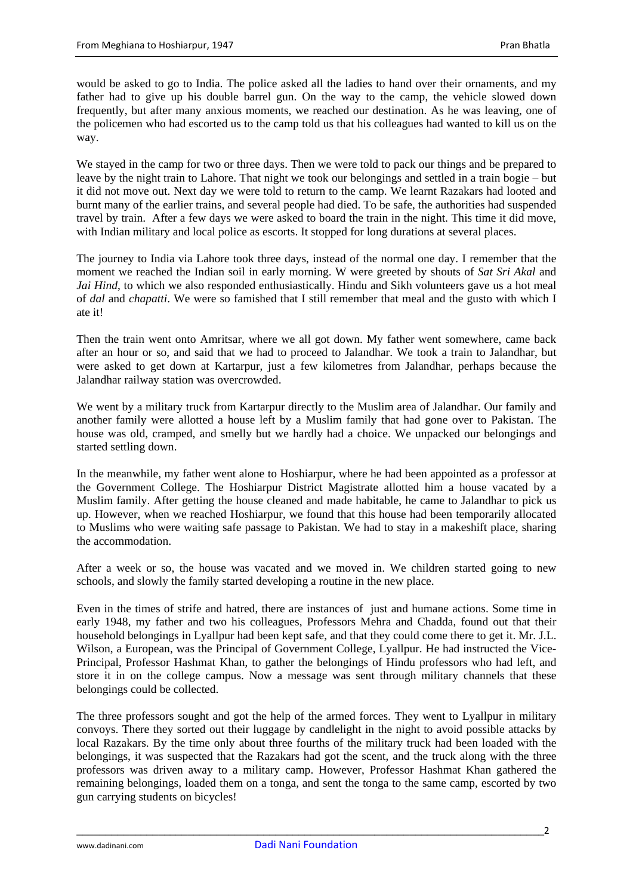would be asked to go to India. The police asked all the ladies to hand over their ornaments, and my father had to give up his double barrel gun. On the way to the camp, the vehicle slowed down frequently, but after many anxious moments, we reached our destination. As he was leaving, one of the policemen who had escorted us to the camp told us that his colleagues had wanted to kill us on the way.

We stayed in the camp for two or three days. Then we were told to pack our things and be prepared to leave by the night train to Lahore. That night we took our belongings and settled in a train bogie – but it did not move out. Next day we were told to return to the camp. We learnt Razakars had looted and burnt many of the earlier trains, and several people had died. To be safe, the authorities had suspended travel by train. After a few days we were asked to board the train in the night. This time it did move, with Indian military and local police as escorts. It stopped for long durations at several places.

The journey to India via Lahore took three days, instead of the normal one day. I remember that the moment we reached the Indian soil in early morning. W were greeted by shouts of *Sat Sri Akal* and *Jai Hind*, to which we also responded enthusiastically. Hindu and Sikh volunteers gave us a hot meal of *dal* and *chapatti*. We were so famished that I still remember that meal and the gusto with which I ate it!

Then the train went onto Amritsar, where we all got down. My father went somewhere, came back after an hour or so, and said that we had to proceed to Jalandhar. We took a train to Jalandhar, but were asked to get down at Kartarpur, just a few kilometres from Jalandhar, perhaps because the Jalandhar railway station was overcrowded.

We went by a military truck from Kartarpur directly to the Muslim area of Jalandhar. Our family and another family were allotted a house left by a Muslim family that had gone over to Pakistan. The house was old, cramped, and smelly but we hardly had a choice. We unpacked our belongings and started settling down.

In the meanwhile, my father went alone to Hoshiarpur, where he had been appointed as a professor at the Government College. The Hoshiarpur District Magistrate allotted him a house vacated by a Muslim family. After getting the house cleaned and made habitable, he came to Jalandhar to pick us up. However, when we reached Hoshiarpur, we found that this house had been temporarily allocated to Muslims who were waiting safe passage to Pakistan. We had to stay in a makeshift place, sharing the accommodation.

After a week or so, the house was vacated and we moved in. We children started going to new schools, and slowly the family started developing a routine in the new place.

Even in the times of strife and hatred, there are instances of just and humane actions. Some time in early 1948, my father and two his colleagues, Professors Mehra and Chadda, found out that their household belongings in Lyallpur had been kept safe, and that they could come there to get it. Mr. J.L. Wilson, a European, was the Principal of Government College, Lyallpur. He had instructed the Vice-Principal, Professor Hashmat Khan, to gather the belongings of Hindu professors who had left, and store it in on the college campus. Now a message was sent through military channels that these belongings could be collected.

The three professors sought and got the help of the armed forces. They went to Lyallpur in military convoys. There they sorted out their luggage by candlelight in the night to avoid possible attacks by local Razakars. By the time only about three fourths of the military truck had been loaded with the belongings, it was suspected that the Razakars had got the scent, and the truck along with the three professors was driven away to a military camp. However, Professor Hashmat Khan gathered the remaining belongings, loaded them on a tonga, and sent the tonga to the same camp, escorted by two gun carrying students on bicycles!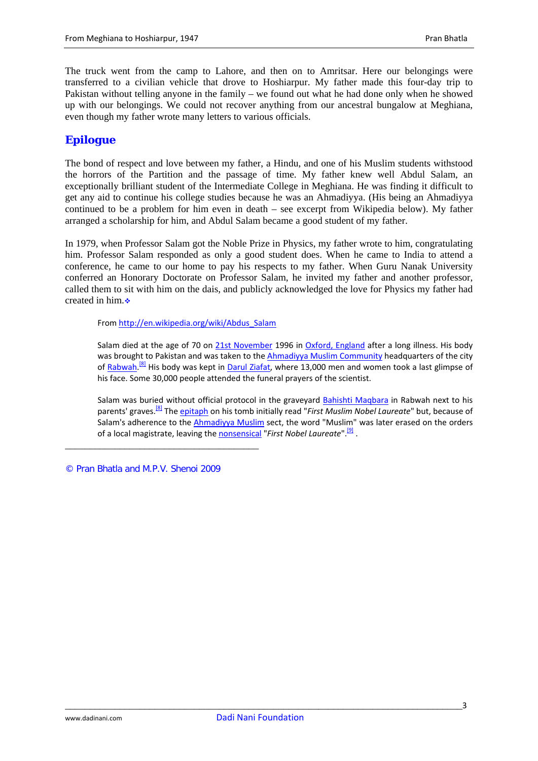The truck went from the camp to Lahore, and then on to Amritsar. Here our belongings were transferred to a civilian vehicle that drove to Hoshiarpur. My father made this four-day trip to Pakistan without telling anyone in the family – we found out what he had done only when he showed up with our belongings. We could not recover anything from our ancestral bungalow at Meghiana, even though my father wrote many letters to various officials.

## Epilogue

The bond of respect and love between my father, a Hindu, and one of his Muslim students withstood the horrors of the Partition and the passage of time. My father knew well Abdul Salam, an exceptionally brilliant student of the Intermediate College in Meghiana. He was finding it difficult to get any aid to continue his college studies because he was an Ahmadiyya. (His being an Ahmadiyya continued to be a problem for him even in death – see excerpt from Wikipedia below). My father arranged a scholarship for him, and Abdul Salam became a good student of my father.

In 1979, when Professor Salam got the Noble Prize in Physics, my father wrote to him, congratulating him. Professor Salam responded as only a good student does. When he came to India to attend a conference, he came to our home to pay his respects to my father. When Guru Nanak University conferred an Honorary Doctorate on Professor Salam, he invited my father and another professor, called them to sit with him on the dais, and publicly acknowledged the love for Physics my father had created in him.❖

> From http://en.wikipedia.org/wiki/Abdus_Salam
>
> Salam died at the age of 70 on 21st November 1996 in Oxford, England after a long illness. His body was brought to Pakistan and was taken to the Ahmadiyya Muslim Community headquarters of the city of Rabwah.[8] His body was kept in Darul Ziafat, where 13,000 men and women took a last glimpse of his face. Some 30,000 people attended the funeral prayers of the scientist.
>
> Salam was buried without official protocol in the graveyard Bahishti Maqbara in Rabwah next to his parents' graves.[8] The epitaph on his tomb initially read "*First Muslim Nobel Laureate*" but, because of Salam's adherence to the Ahmadiyya Muslim sect, the word "Muslim" was later erased on the orders of a local magistrate, leaving the nonsensical "*First Nobel Laureate*".[9] .

---

© Pran Bhatla and M.P.V. Shenoi 2009